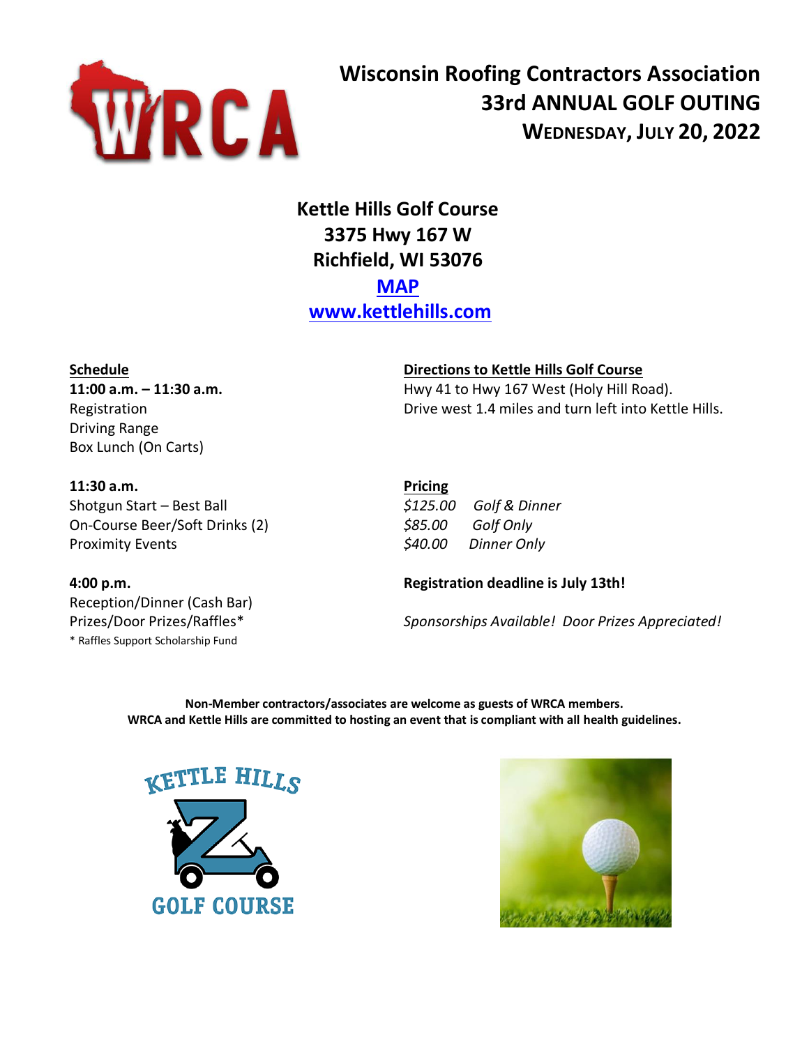# Wisconsin Roofing Contractors Association
# 33rd ANNUAL GOLF OUTING
## Wednesday, July 20, 2022

**Kettle Hills Golf Course**
**3375 Hwy 167 W**
**Richfield, WI 53076**

**MAP**
**www.kettlehills.com**

**Schedule**

**11:00 a.m. – 11:30 a.m.**
Registration
Driving Range
Box Lunch (On Carts)

**11:30 a.m.**
Shotgun Start – Best Ball
On-Course Beer/Soft Drinks (2)
Proximity Events

**4:00 p.m.**
Reception/Dinner (Cash Bar)
Prizes/Door Prizes/Raffles*
* Raffles Support Scholarship Fund

**Directions to Kettle Hills Golf Course**

Hwy 41 to Hwy 167 West (Holy Hill Road).
Drive west 1.4 miles and turn left into Kettle Hills.

**Pricing**

*$125.00 Golf & Dinner*
*$85.00 Golf Only*
*$40.00 Dinner Only*

**Registration deadline is July 13th!**

*Sponsorships Available! Door Prizes Appreciated!*

**Non-Member contractors/associates are welcome as guests of WRCA members.**
**WRCA and Kettle Hills are committed to hosting an event that is compliant with all health guidelines.**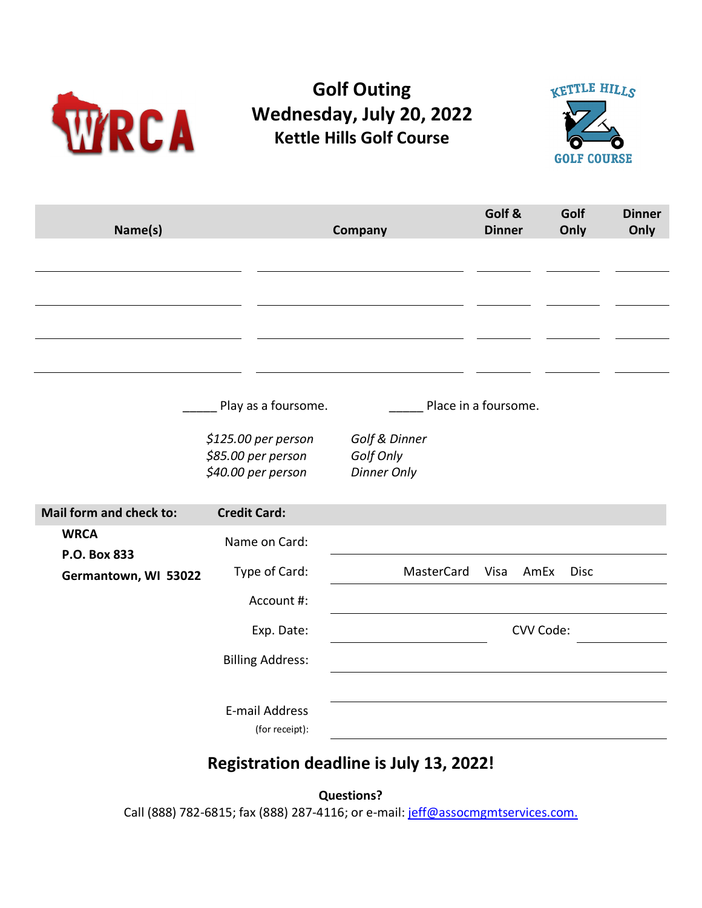WRCA

# Golf Outing
## Wednesday, July 20, 2022
### Kettle Hills Golf Course

KETTLE HILLS GOLF COURSE

| Name(s) | Company | Golf & Dinner | Golf Only | Dinner Only |
|---|---|---|---|---|
| | | | | |
| | | | | |
| | | | | |
| | | | | |

_____ Play as a foursome. _____ Place in a foursome.

| | |
|---|---|
| *$125.00 per person* | *Golf & Dinner* |
| *$85.00 per person* | *Golf Only* |
| *$40.00 per person* | *Dinner Only* |

**Mail form and check to:**

**WRCA**
**P.O. Box 833**
**Germantown, WI 53022**

**Credit Card:**

Name on Card: ______________________________

Type of Card: MasterCard Visa AmEx Disc

Account #: ______________________________

Exp. Date: ______________ CVV Code: __________

Billing Address: ______________________________

______________________________

E-mail Address (for receipt): ______________________________

## Registration deadline is July 13, 2022!

**Questions?**
Call (888) 782-6815; fax (888) 287-4116; or e-mail: jeff@assocmgmtservices.com.